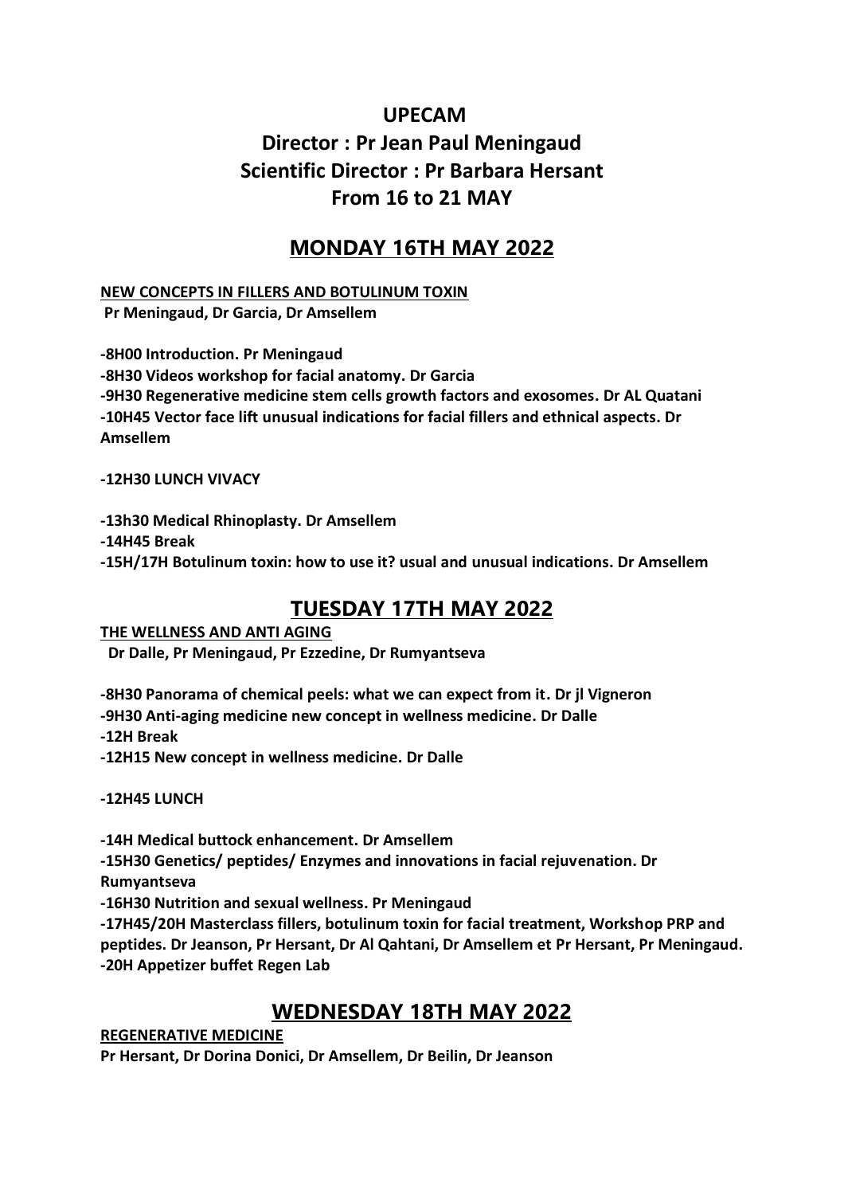# UPECAM

# Director : Pr Jean Paul Meningaud

# Scientific Director : Pr Barbara Hersant

# From 16 to 21 MAY

## MONDAY 16TH MAY 2022

**NEW CONCEPTS IN FILLERS AND BOTULINUM TOXIN**

**Pr Meningaud, Dr Garcia, Dr Amsellem**

**-8H00 Introduction. Pr Meningaud**

**-8H30 Videos workshop for facial anatomy. Dr Garcia**

**-9H30 Regenerative medicine stem cells growth factors and exosomes. Dr AL Quatani**

**-10H45 Vector face lift unusual indications for facial fillers and ethnical aspects. Dr Amsellem**

**-12H30 LUNCH VIVACY**

**-13h30 Medical Rhinoplasty. Dr Amsellem**

**-14H45 Break**

**-15H/17H Botulinum toxin: how to use it? usual and unusual indications. Dr Amsellem**

## TUESDAY 17TH MAY 2022

**THE WELLNESS AND ANTI AGING**

**Dr Dalle, Pr Meningaud, Pr Ezzedine, Dr Rumyantseva**

**-8H30 Panorama of chemical peels: what we can expect from it. Dr jl Vigneron**

**-9H30 Anti-aging medicine new concept in wellness medicine. Dr Dalle**

**-12H Break**

**-12H15 New concept in wellness medicine. Dr Dalle**

**-12H45 LUNCH**

**-14H Medical buttock enhancement. Dr Amsellem**

**-15H30 Genetics/ peptides/ Enzymes and innovations in facial rejuvenation. Dr Rumyantseva**

**-16H30 Nutrition and sexual wellness. Pr Meningaud**

**-17H45/20H Masterclass fillers, botulinum toxin for facial treatment, Workshop PRP and peptides. Dr Jeanson, Pr Hersant, Dr Al Qahtani, Dr Amsellem et Pr Hersant, Pr Meningaud.**

**-20H Appetizer buffet Regen Lab**

## WEDNESDAY 18TH MAY 2022

**REGENERATIVE MEDICINE**

**Pr Hersant, Dr Dorina Donici, Dr Amsellem, Dr Beilin, Dr Jeanson**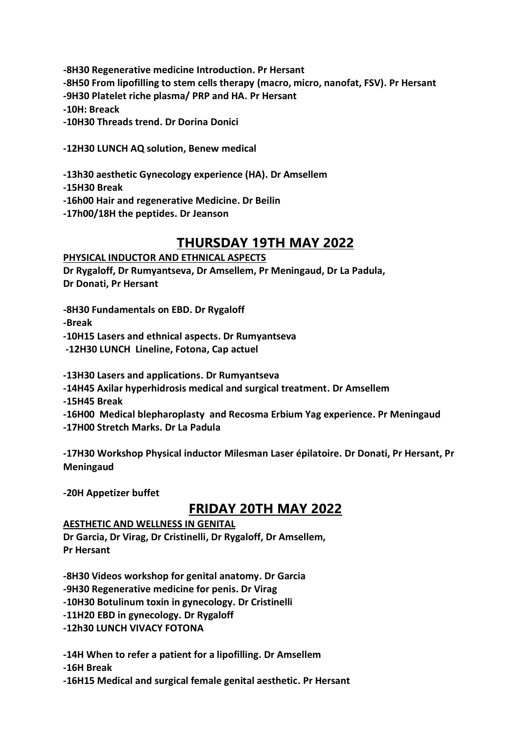**-8H30 Regenerative medicine Introduction. Pr Hersant**
**-8H50 From lipofilling to stem cells therapy (macro, micro, nanofat, FSV). Pr Hersant**
**-9H30 Platelet riche plasma/ PRP and HA. Pr Hersant**
**-10H: Breack**
**-10H30 Threads trend. Dr Dorina Donici**

**-12H30 LUNCH AQ solution, Benew medical**

**-13h30 aesthetic Gynecology experience (HA). Dr Amsellem**
**-15H30 Break**
**-16h00 Hair and regenerative Medicine. Dr Beilin**
**-17h00/18H the peptides. Dr Jeanson**

## THURSDAY 19TH MAY 2022

**PHYSICAL INDUCTOR AND ETHNICAL ASPECTS**
**Dr Rygaloff, Dr Rumyantseva, Dr Amsellem, Pr Meningaud, Dr La Padula, Dr Donati, Pr Hersant**

**-8H30 Fundamentals on EBD. Dr Rygaloff**
**-Break**
**-10H15 Lasers and ethnical aspects. Dr Rumyantseva**
**-12H30 LUNCH Lineline, Fotona, Cap actuel**

**-13H30 Lasers and applications. Dr Rumyantseva**
**-14H45 Axilar hyperhidrosis medical and surgical treatment. Dr Amsellem**
**-15H45 Break**
**-16H00 Medical blepharoplasty and Recosma Erbium Yag experience. Pr Meningaud**
**-17H00 Stretch Marks. Dr La Padula**

**-17H30 Workshop Physical inductor Milesman Laser épilatoire. Dr Donati, Pr Hersant, Pr Meningaud**

**-20H Appetizer buffet**

## FRIDAY 20TH MAY 2022

**AESTHETIC AND WELLNESS IN GENITAL**
**Dr Garcia, Dr Virag, Dr Cristinelli, Dr Rygaloff, Dr Amsellem, Pr Hersant**

**-8H30 Videos workshop for genital anatomy. Dr Garcia**
**-9H30 Regenerative medicine for penis. Dr Virag**
**-10H30 Botulinum toxin in gynecology. Dr Cristinelli**
**-11H20 EBD in gynecology. Dr Rygaloff**
**-12h30 LUNCH VIVACY FOTONA**

**-14H When to refer a patient for a lipofilling. Dr Amsellem**
**-16H Break**
**-16H15 Medical and surgical female genital aesthetic. Pr Hersant**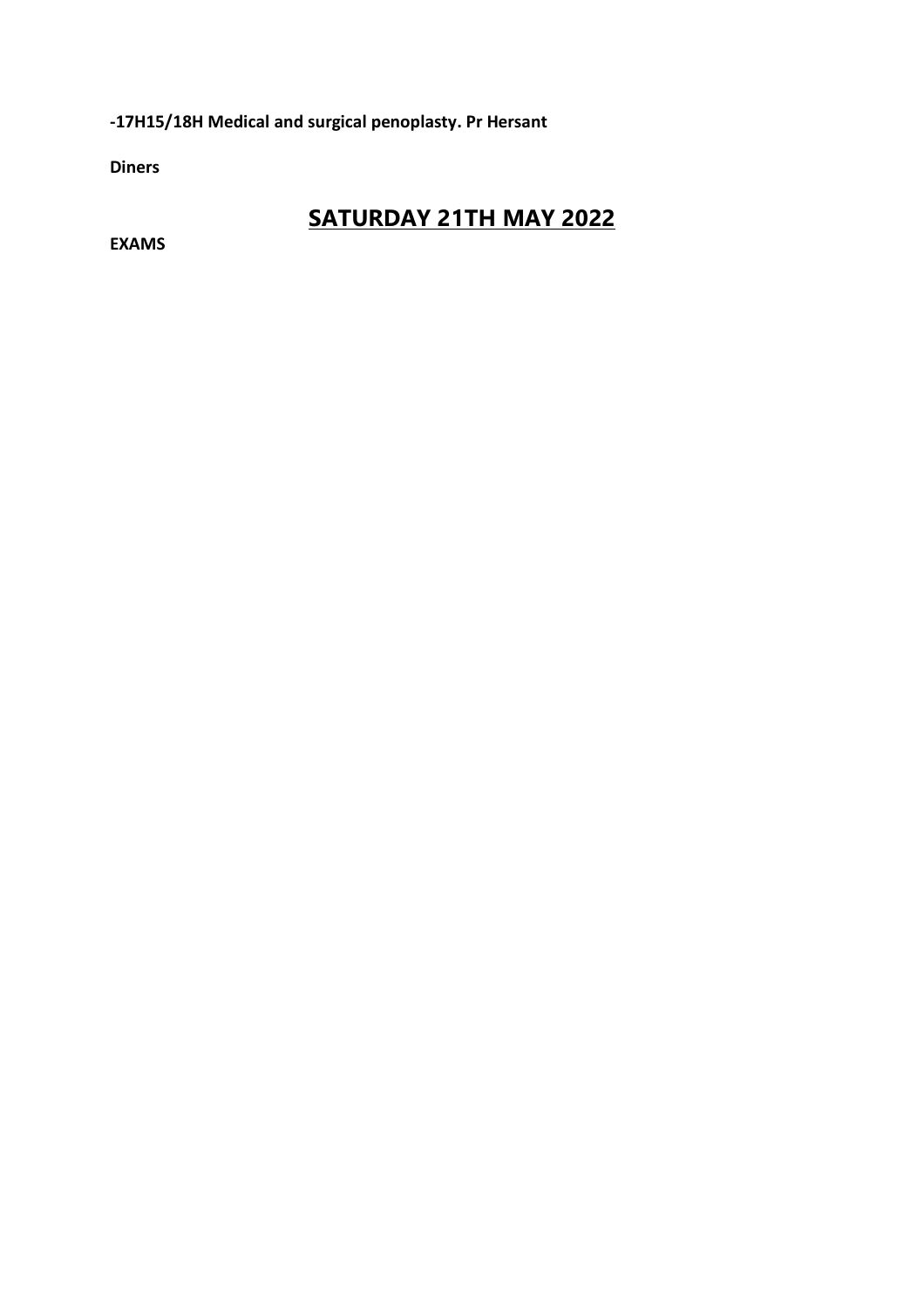**-17H15/18H Medical and surgical penoplasty. Pr Hersant**

**Diners**

## SATURDAY 21TH MAY 2022

**EXAMS**